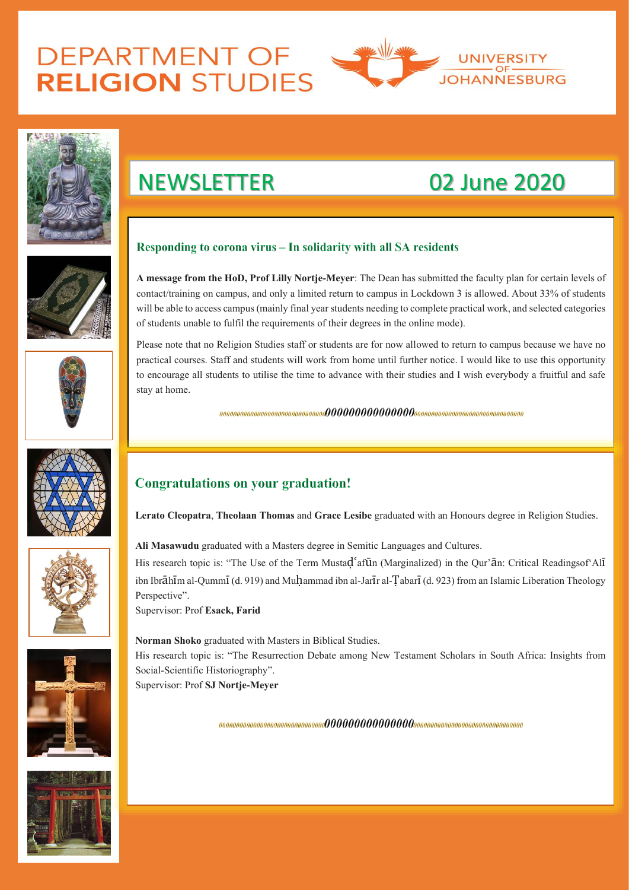# DEPARTMENT OF RELIGION STUDIES

UNIVERSITY OF JOHANNESBURG

## NEWSLETTER — 02 June 2020

### Responding to corona virus – In solidarity with all SA residents

**A message from the HoD, Prof Lilly Nortje-Meyer**: The Dean has submitted the faculty plan for certain levels of contact/training on campus, and only a limited return to campus in Lockdown 3 is allowed. About 33% of students will be able to access campus (mainly final year students needing to complete practical work, and selected categories of students unable to fulfil the requirements of their degrees in the online mode).

Please note that no Religion Studies staff or students are for now allowed to return to campus because we have no practical courses. Staff and students will work from home until further notice. I would like to use this opportunity to encourage all students to utilise the time to advance with their studies and I wish everybody a fruitful and safe stay at home.

*oooooooooooooooooooooooooooooooOOOOOOOOOOOOOOOooooooooooooooooooooooooooooooo*

### Congratulations on your graduation!

**Lerato Cleopatra**, **Theolaan Thomas** and **Grace Lesibe** graduated with an Honours degree in Religion Studies.

**Ali Masawudu** graduated with a Masters degree in Semitic Languages and Cultures.
His research topic is: "The Use of the Term Mustaḍʿafūn (Marginalized) in the Qur'ān: Critical Readingsof'Alī ibn Ibrāhīm al-Qummī (d. 919) and Muḥammad ibn al-Jarīr al-Ṭabarī (d. 923) from an Islamic Liberation Theology Perspective".
Supervisor: Prof **Esack, Farid**

**Norman Shoko** graduated with Masters in Biblical Studies.
His research topic is: "The Resurrection Debate among New Testament Scholars in South Africa: Insights from Social-Scientific Historiography".
Supervisor: Prof **SJ Nortje-Meyer**

*oooooooooooooooooooooooooooooooOOOOOOOOOOOOOOOooooooooooooooooooooooooooooooo*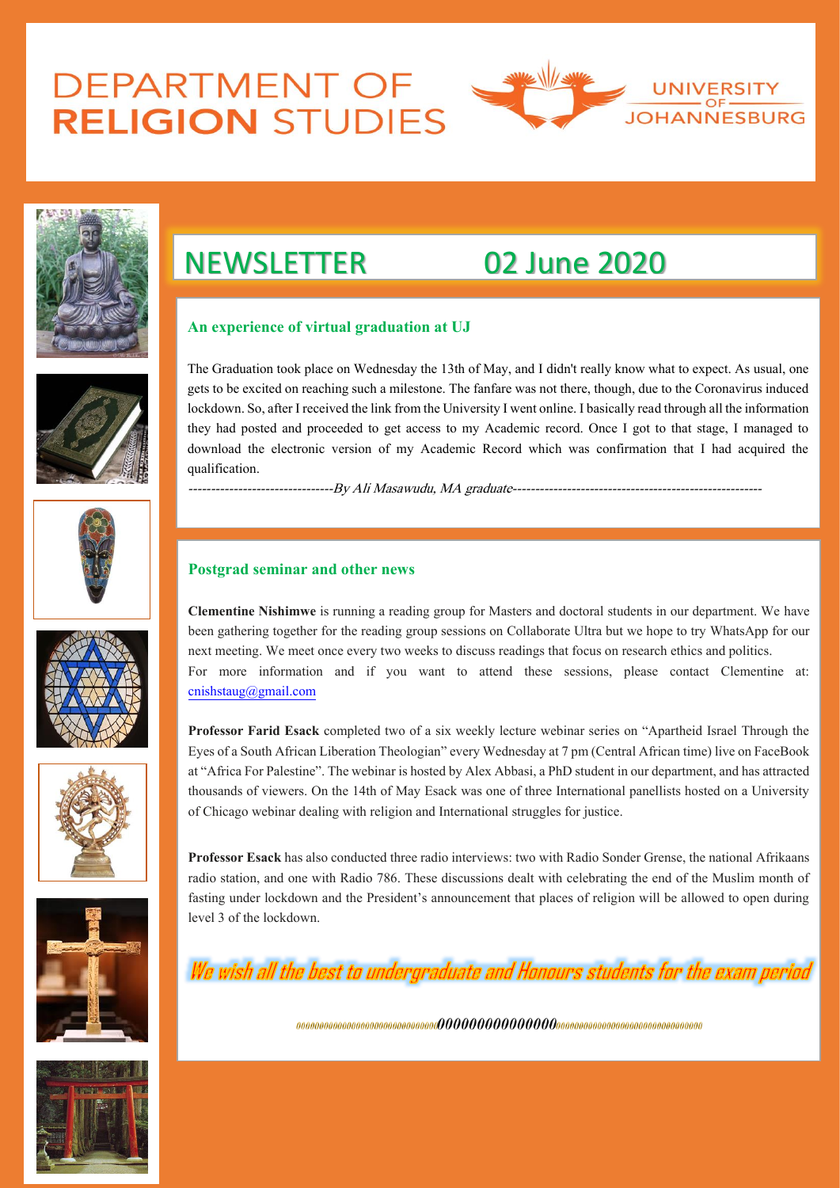# DEPARTMENT OF RELIGION STUDIES

UNIVERSITY OF JOHANNESBURG

## NEWSLETTER 02 June 2020

### An experience of virtual graduation at UJ

The Graduation took place on Wednesday the 13th of May, and I didn't really know what to expect. As usual, one gets to be excited on reaching such a milestone. The fanfare was not there, though, due to the Coronavirus induced lockdown. So, after I received the link from the University I went online. I basically read through all the information they had posted and proceeded to get access to my Academic record. Once I got to that stage, I managed to download the electronic version of my Academic Record which was confirmation that I had acquired the qualification.

--------------------------------*By Ali Masawudu, MA graduate*-------------------------------------------------------

### Postgrad seminar and other news

**Clementine Nishimwe** is running a reading group for Masters and doctoral students in our department. We have been gathering together for the reading group sessions on Collaborate Ultra but we hope to try WhatsApp for our next meeting. We meet once every two weeks to discuss readings that focus on research ethics and politics.
For more information and if you want to attend these sessions, please contact Clementine at: cnishstaug@gmail.com

**Professor Farid Esack** completed two of a six weekly lecture webinar series on "Apartheid Israel Through the Eyes of a South African Liberation Theologian" every Wednesday at 7 pm (Central African time) live on FaceBook at "Africa For Palestine". The webinar is hosted by Alex Abbasi, a PhD student in our department, and has attracted thousands of viewers. On the 14th of May Esack was one of three International panellists hosted on a University of Chicago webinar dealing with religion and International struggles for justice.

**Professor Esack** has also conducted three radio interviews: two with Radio Sonder Grense, the national Afrikaans radio station, and one with Radio 786. These discussions dealt with celebrating the end of the Muslim month of fasting under lockdown and the President's announcement that places of religion will be allowed to open during level 3 of the lockdown.

*We wish all the best to undergraduate and Honours students for the exam period*

oooooooooooooooooooooooooooooo**oooooooooooooo**oooooooooooooooooooooooooooooo